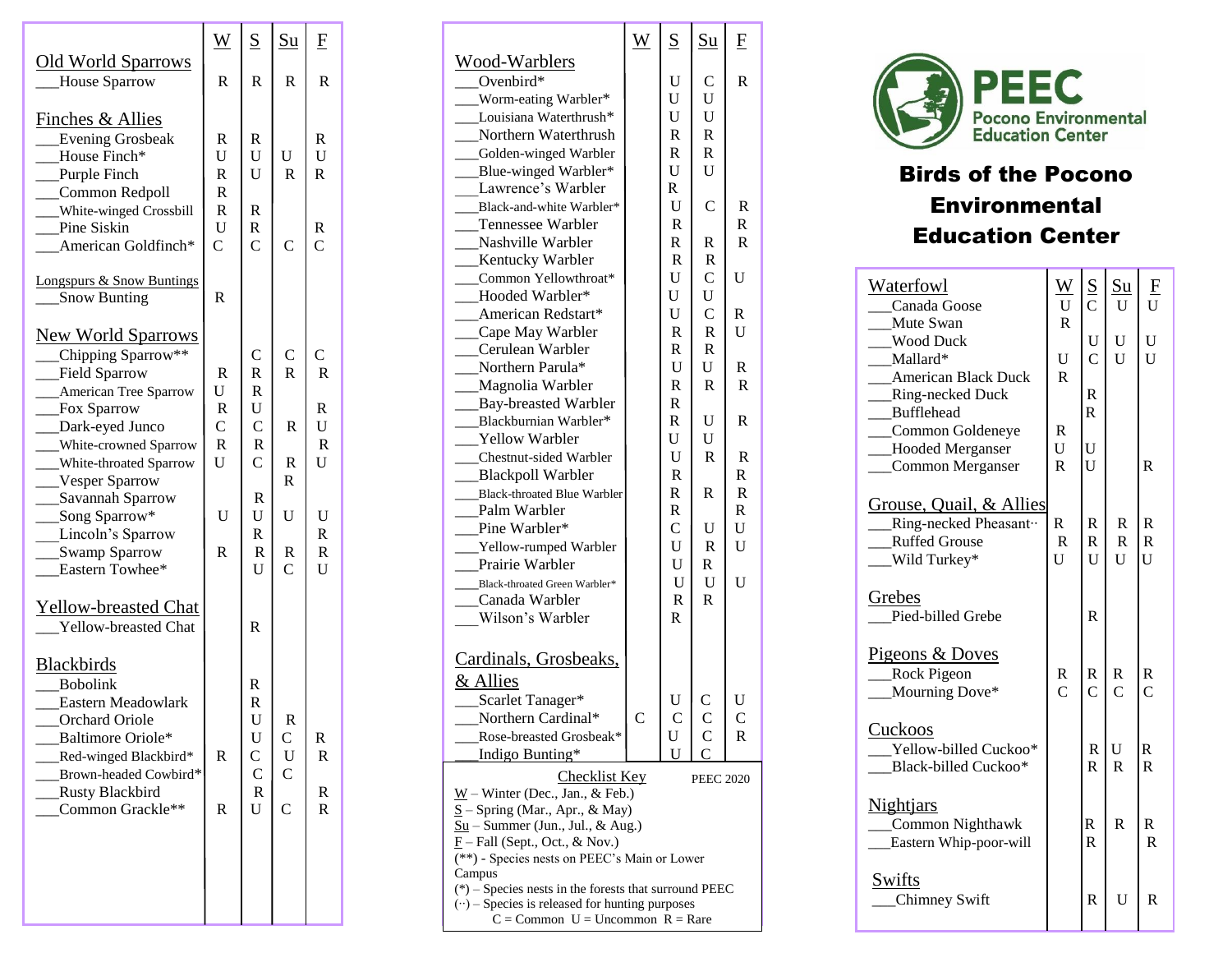| Old World Sparrows | W | S | Su | F |
|---|---|---|---|---|
| ___House Sparrow | R | R | R | R |
| **Finches & Allies** | | | | |
| ___Evening Grosbeak | R | R | | R |
| ___House Finch* | U | U | U | U |
| ___Purple Finch | R | U | R | R |
| ___Common Redpoll | R | | | |
| ___White-winged Crossbill | R | R | | |
| ___Pine Siskin | U | R | | R |
| ___American Goldfinch* | C | C | C | C |
| **Longspurs & Snow Buntings** | | | | |
| ___Snow Bunting | R | | | |
| **New World Sparrows** | | | | |
| ___Chipping Sparrow** | | C | C | C |
| ___Field Sparrow | R | R | R | R |
| ___American Tree Sparrow | U | R | | |
| ___Fox Sparrow | R | U | | R |
| ___Dark-eyed Junco | C | C | R | U |
| ___White-crowned Sparrow | R | R | | R |
| ___White-throated Sparrow | U | C | R | U |
| ___Vesper Sparrow | | | R | |
| ___Savannah Sparrow | | R | | |
| ___Song Sparrow* | U | U | U | U |
| ___Lincoln's Sparrow | | R | | R |
| ___Swamp Sparrow | R | R | R | R |
| ___Eastern Towhee* | | U | C | U |
| **Yellow-breasted Chat** | | | | |
| ___Yellow-breasted Chat | | R | | |
| **Blackbirds** | | | | |
| ___Bobolink | | R | | |
| ___Eastern Meadowlark | | R | | |
| ___Orchard Oriole | | U | R | |
| ___Baltimore Oriole* | | U | C | R |
| ___Red-winged Blackbird* | R | C | U | R |
| ___Brown-headed Cowbird* | | C | C | |
| ___Rusty Blackbird | | R | | R |
| ___Common Grackle** | R | U | C | R |

| Wood-Warblers | W | S | Su | F |
|---|---|---|---|---|
| ___Ovenbird* | | U | C | R |
| ___Worm-eating Warbler* | | U | U | |
| ___Louisiana Waterthrush* | | U | U | |
| ___Northern Waterthrush | | R | R | |
| ___Golden-winged Warbler | | R | R | |
| ___Blue-winged Warbler* | | U | U | |
| ___Lawrence's Warbler | | R | | |
| ___Black-and-white Warbler* | | U | C | R |
| ___Tennessee Warbler | | R | | R |
| ___Nashville Warbler | | R | R | R |
| ___Kentucky Warbler | | R | R | |
| ___Common Yellowthroat* | | U | C | U |
| ___Hooded Warbler* | | U | U | |
| ___American Redstart* | | U | C | R |
| ___Cape May Warbler | | R | R | U |
| ___Cerulean Warbler | | R | R | |
| ___Northern Parula* | | U | U | R |
| ___Magnolia Warbler | | R | R | R |
| ___Bay-breasted Warbler | | R | | |
| ___Blackburnian Warbler* | | R | U | R |
| ___Yellow Warbler | | U | U | |
| ___Chestnut-sided Warbler | | U | R | R |
| ___Blackpoll Warbler | | R | | R |
| ___Black-throated Blue Warbler | | R | R | R |
| ___Palm Warbler | | R | | R |
| ___Pine Warbler* | | C | U | U |
| ___Yellow-rumped Warbler | | U | R | U |
| ___Prairie Warbler | | U | R | |
| ___Black-throated Green Warbler* | | U | U | U |
| ___Canada Warbler | | R | R | |
| ___Wilson's Warbler | | R | | |
| **Cardinals, Grosbeaks, & Allies** | | | | |
| ___Scarlet Tanager* | | U | C | U |
| ___Northern Cardinal* | C | C | C | C |
| ___Rose-breasted Grosbeak* | | U | C | R |
| ___Indigo Bunting* | | U | C | |

**Checklist Key** PEEC 2020

W – Winter (Dec., Jan., & Feb.)
S – Spring (Mar., Apr., & May)
Su – Summer (Jun., Jul., & Aug.)
F – Fall (Sept., Oct., & Nov.)
(**) - Species nests on PEEC's Main or Lower Campus
(*) – Species nests in the forests that surround PEEC
(··) – Species is released for hunting purposes
C = Common U = Uncommon R = Rare

# PEEC Pocono Environmental Education Center

## Birds of the Pocono Environmental Education Center

| Waterfowl | W | S | Su | F |
|---|---|---|---|---|
| ___Canada Goose | U | C | U | U |
| ___Mute Swan | R | | | |
| ___Wood Duck | | U | U | U |
| ___Mallard* | U | C | U | U |
| ___American Black Duck | R | | | |
| ___Ring-necked Duck | | R | | |
| ___Bufflehead | | R | | |
| ___Common Goldeneye | R | | | |
| ___Hooded Merganser | U | U | | |
| ___Common Merganser | R | U | | R |
| **Grouse, Quail, & Allies** | | | | |
| ___Ring-necked Pheasant·· | R | R | R | R |
| ___Ruffed Grouse | R | R | R | R |
| ___Wild Turkey* | U | U | U | U |
| **Grebes** | | | | |
| ___Pied-billed Grebe | | R | | |
| **Pigeons & Doves** | | | | |
| ___Rock Pigeon | R | R | R | R |
| ___Mourning Dove* | C | C | C | C |
| **Cuckoos** | | | | |
| ___Yellow-billed Cuckoo* | | R | U | R |
| ___Black-billed Cuckoo* | | R | R | R |
| **Nightjars** | | | | |
| ___Common Nighthawk | | R | R | R |
| ___Eastern Whip-poor-will | | R | | R |
| **Swifts** | | | | |
| ___Chimney Swift | | R | U | R |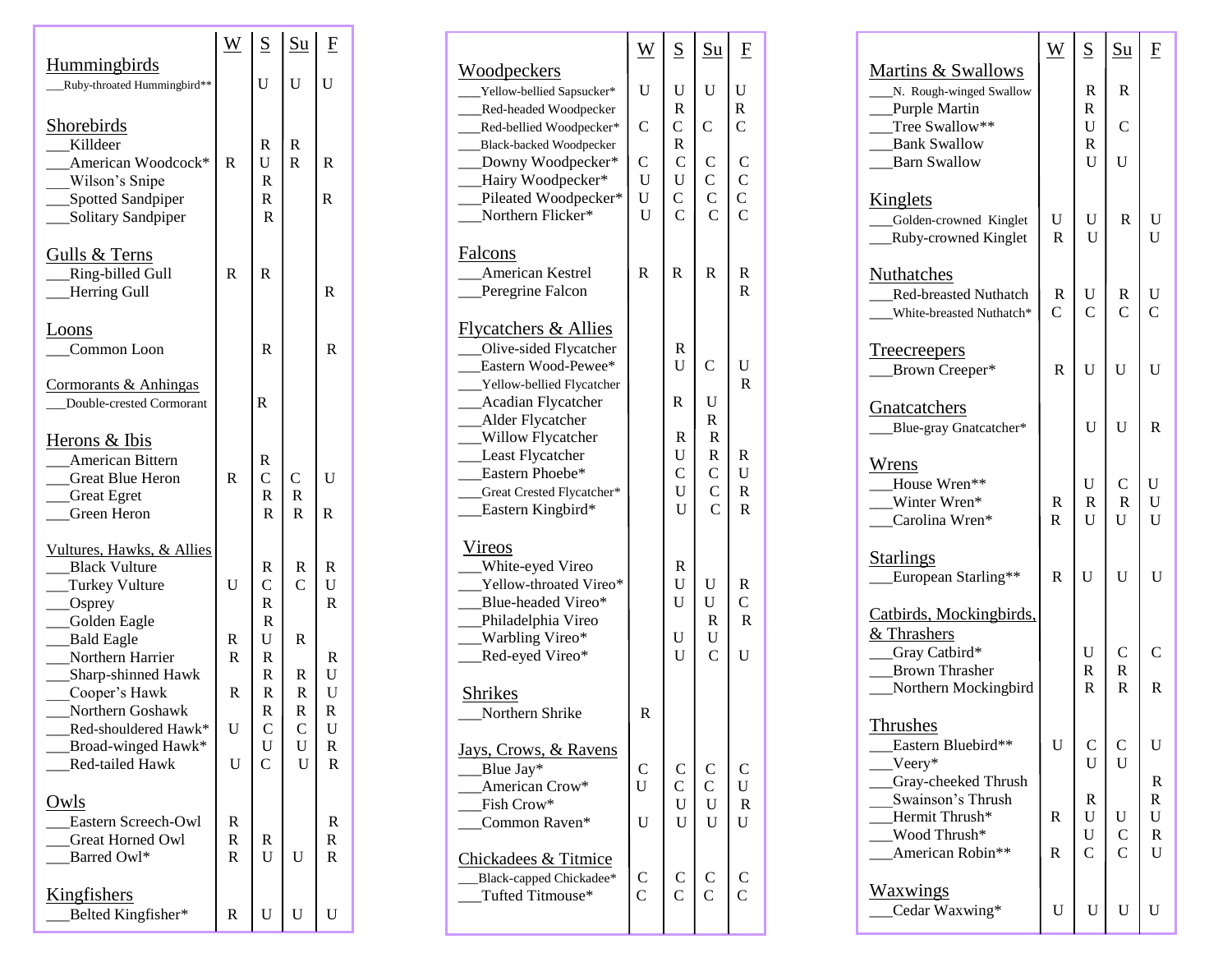| | W | S | Su | F |
|---|---|---|---|---|
| **Hummingbirds** | | | | |
| ___Ruby-throated Hummingbird** | | U | U | U |
| **Shorebirds** | | | | |
| ___Killdeer | | R | R | |
| ___American Woodcock* | R | U | R | R |
| ___Wilson's Snipe | | R | | |
| ___Spotted Sandpiper | | R | | R |
| ___Solitary Sandpiper | | R | | |
| **Gulls & Terns** | | | | |
| ___Ring-billed Gull | R | R | | |
| ___Herring Gull | | | | R |
| **Loons** | | | | |
| ___Common Loon | | R | | R |
| **Cormorants & Anhingas** | | | | |
| ___Double-crested Cormorant | | R | | |
| **Herons & Ibis** | | | | |
| ___American Bittern | | R | | |
| ___Great Blue Heron | R | C | C | U |
| ___Great Egret | | R | R | |
| ___Green Heron | | R | R | R |
| **Vultures, Hawks, & Allies** | | | | |
| ___Black Vulture | | R | R | R |
| ___Turkey Vulture | U | C | C | U |
| ___Osprey | | R | | R |
| ___Golden Eagle | | R | | |
| ___Bald Eagle | R | U | R | |
| ___Northern Harrier | R | R | | R |
| ___Sharp-shinned Hawk | | R | R | U |
| ___Cooper's Hawk | R | R | R | U |
| ___Northern Goshawk | | R | R | R |
| ___Red-shouldered Hawk* | U | C | C | U |
| ___Broad-winged Hawk* | | U | U | R |
| ___Red-tailed Hawk | U | C | U | R |
| **Owls** | | | | |
| ___Eastern Screech-Owl | R | | | R |
| ___Great Horned Owl | R | R | | R |
| ___Barred Owl* | R | U | U | R |
| **Kingfishers** | | | | |
| ___Belted Kingfisher* | R | U | U | U |

| | W | S | Su | F |
|---|---|---|---|---|
| **Woodpeckers** | | | | |
| ___Yellow-bellied Sapsucker* | U | U | U | U |
| ___Red-headed Woodpecker | | R | | R |
| ___Red-bellied Woodpecker* | C | C | C | C |
| ___Black-backed Woodpecker | | R | | |
| ___Downy Woodpecker* | C | C | C | C |
| ___Hairy Woodpecker* | U | U | C | C |
| ___Pileated Woodpecker* | U | C | C | C |
| ___Northern Flicker* | U | C | C | C |
| **Falcons** | | | | |
| ___American Kestrel | R | R | R | R |
| ___Peregrine Falcon | | | | R |
| **Flycatchers & Allies** | | | | |
| ___Olive-sided Flycatcher | | R | | |
| ___Eastern Wood-Pewee* | | U | C | U |
| ___Yellow-bellied Flycatcher | | | | R |
| ___Acadian Flycatcher | | R | U | |
| ___Alder Flycatcher | | | R | |
| ___Willow Flycatcher | | R | R | |
| ___Least Flycatcher | | U | R | R |
| ___Eastern Phoebe* | | C | C | U |
| ___Great Crested Flycatcher* | | U | C | R |
| ___Eastern Kingbird* | | U | C | R |
| **Vireos** | | | | |
| ___White-eyed Vireo | | R | | |
| ___Yellow-throated Vireo* | | U | U | R |
| ___Blue-headed Vireo* | | U | U | C |
| ___Philadelphia Vireo | | | R | R |
| ___Warbling Vireo* | | U | U | |
| ___Red-eyed Vireo* | | U | C | U |
| **Shrikes** | | | | |
| ___Northern Shrike | R | | | |
| **Jays, Crows, & Ravens** | | | | |
| ___Blue Jay* | C | C | C | C |
| ___American Crow* | U | C | C | U |
| ___Fish Crow* | | U | U | R |
| ___Common Raven* | U | U | U | U |
| **Chickadees & Titmice** | | | | |
| ___Black-capped Chickadee* | C | C | C | C |
| ___Tufted Titmouse* | C | C | C | C |

| | W | S | Su | F |
|---|---|---|---|---|
| **Martins & Swallows** | | | | |
| ___N. Rough-winged Swallow | | R | R | |
| ___Purple Martin | | R | | |
| ___Tree Swallow** | | U | C | |
| ___Bank Swallow | | R | | |
| ___Barn Swallow | | U | U | |
| **Kinglets** | | | | |
| ___Golden-crowned Kinglet | U | U | R | U |
| ___Ruby-crowned Kinglet | R | U | | U |
| **Nuthatches** | | | | |
| ___Red-breasted Nuthatch | R | U | R | U |
| ___White-breasted Nuthatch* | C | C | C | C |
| **Treecreepers** | | | | |
| ___Brown Creeper* | R | U | U | U |
| **Gnatcatchers** | | | | |
| ___Blue-gray Gnatcatcher* | | U | U | R |
| **Wrens** | | | | |
| ___House Wren** | | U | C | U |
| ___Winter Wren* | R | R | R | U |
| ___Carolina Wren* | R | U | U | U |
| **Starlings** | | | | |
| ___European Starling** | R | U | U | U |
| **Catbirds, Mockingbirds, & Thrashers** | | | | |
| ___Gray Catbird* | | U | C | C |
| ___Brown Thrasher | | R | R | |
| ___Northern Mockingbird | | R | R | R |
| **Thrushes** | | | | |
| ___Eastern Bluebird** | U | C | C | U |
| ___Veery* | | U | U | |
| ___Gray-cheeked Thrush | | | | R |
| ___Swainson's Thrush | | R | | R |
| ___Hermit Thrush* | R | U | U | U |
| ___Wood Thrush* | | U | C | R |
| ___American Robin** | R | C | C | U |
| **Waxwings** | | | | |
| ___Cedar Waxwing* | U | U | U | U |